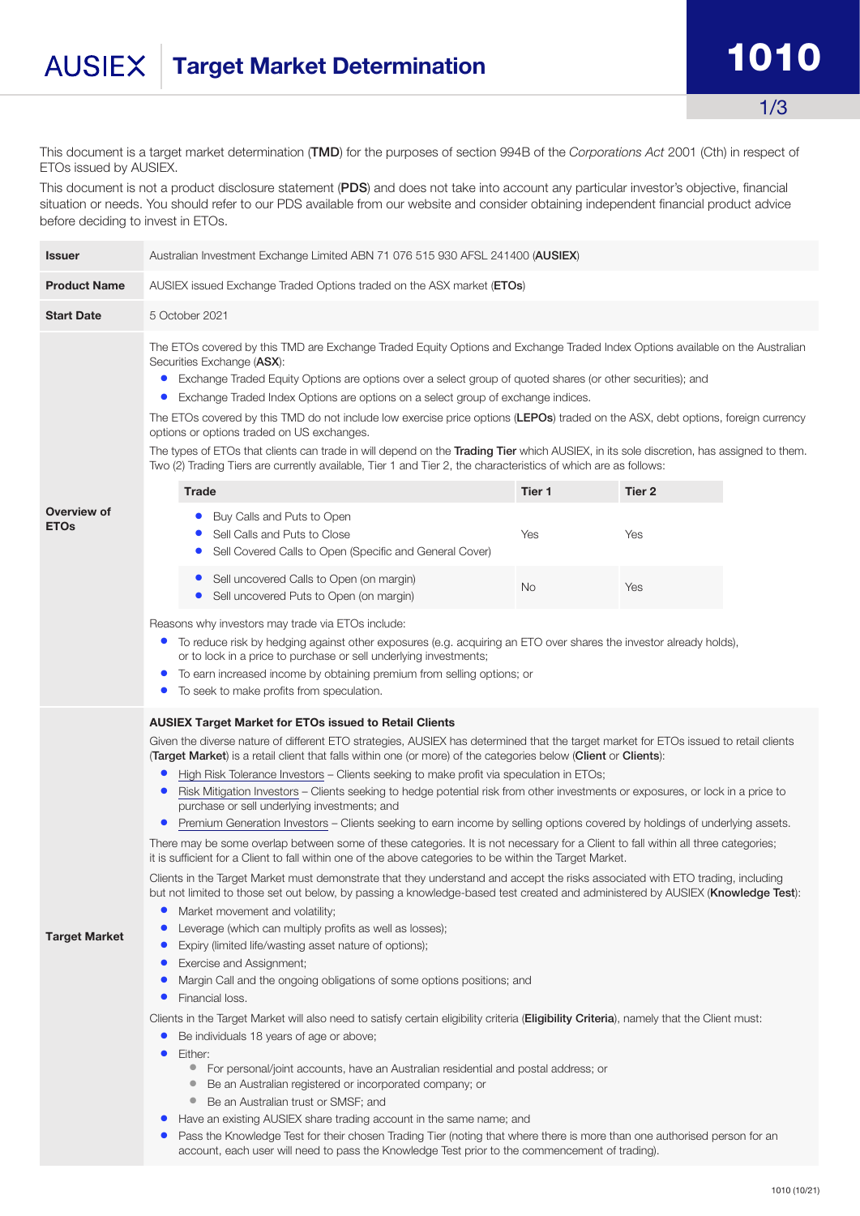# AUSIEX Target Market Determination

1010

This document is a target market determination (**TMD**) for the purposes of section 994B of the *Corporations Act* 2001 (Cth) in respect of ETOs issued by AUSIEX.

This document is not a product disclosure statement (**PDS**) and does not take into account any particular investor's objective, financial situation or needs. You should refer to our PDS available from our website and consider obtaining independent financial product advice before deciding to invest in ETOs.

| | |
|---|---|
| **Issuer** | Australian Investment Exchange Limited ABN 71 076 515 930 AFSL 241400 (**AUSIEX**) |
| **Product Name** | AUSIEX issued Exchange Traded Options traded on the ASX market (**ETOs**) |
| **Start Date** | 5 October 2021 |

**Overview of ETOs**

The ETOs covered by this TMD are Exchange Traded Equity Options and Exchange Traded Index Options available on the Australian Securities Exchange (**ASX**):

- Exchange Traded Equity Options are options over a select group of quoted shares (or other securities); and
- Exchange Traded Index Options are options on a select group of exchange indices.

The ETOs covered by this TMD do not include low exercise price options (**LEPOs**) traded on the ASX, debt options, foreign currency options or options traded on US exchanges.

The types of ETOs that clients can trade in will depend on the **Trading Tier** which AUSIEX, in its sole discretion, has assigned to them. Two (2) Trading Tiers are currently available, Tier 1 and Tier 2, the characteristics of which are as follows:

| Trade | Tier 1 | Tier 2 |
|---|---|---|
| • Buy Calls and Puts to Open<br>• Sell Calls and Puts to Close<br>• Sell Covered Calls to Open (Specific and General Cover) | Yes | Yes |
| • Sell uncovered Calls to Open (on margin)<br>• Sell uncovered Puts to Open (on margin) | No | Yes |

Reasons why investors may trade via ETOs include:

- To reduce risk by hedging against other exposures (e.g. acquiring an ETO over shares the investor already holds), or to lock in a price to purchase or sell underlying investments;
- To earn increased income by obtaining premium from selling options; or
- To seek to make profits from speculation.

**Target Market**

**AUSIEX Target Market for ETOs issued to Retail Clients**

Given the diverse nature of different ETO strategies, AUSIEX has determined that the target market for ETOs issued to retail clients (**Target Market**) is a retail client that falls within one (or more) of the categories below (**Client** or **Clients**):

- High Risk Tolerance Investors – Clients seeking to make profit via speculation in ETOs;
- Risk Mitigation Investors – Clients seeking to hedge potential risk from other investments or exposures, or lock in a price to purchase or sell underlying investments; and
- Premium Generation Investors – Clients seeking to earn income by selling options covered by holdings of underlying assets.

There may be some overlap between some of these categories. It is not necessary for a Client to fall within all three categories; it is sufficient for a Client to fall within one of the above categories to be within the Target Market.

Clients in the Target Market must demonstrate that they understand and accept the risks associated with ETO trading, including but not limited to those set out below, by passing a knowledge-based test created and administered by AUSIEX (**Knowledge Test**):

- Market movement and volatility;
- Leverage (which can multiply profits as well as losses);
- Expiry (limited life/wasting asset nature of options);
- Exercise and Assignment;
- Margin Call and the ongoing obligations of some options positions; and
- Financial loss.

Clients in the Target Market will also need to satisfy certain eligibility criteria (**Eligibility Criteria**), namely that the Client must:

- Be individuals 18 years of age or above;
- Either:
  - For personal/joint accounts, have an Australian residential and postal address; or
  - Be an Australian registered or incorporated company; or
  - Be an Australian trust or SMSF; and
- Have an existing AUSIEX share trading account in the same name; and
- Pass the Knowledge Test for their chosen Trading Tier (noting that where there is more than one authorised person for an account, each user will need to pass the Knowledge Test prior to the commencement of trading).

1010 (10/21)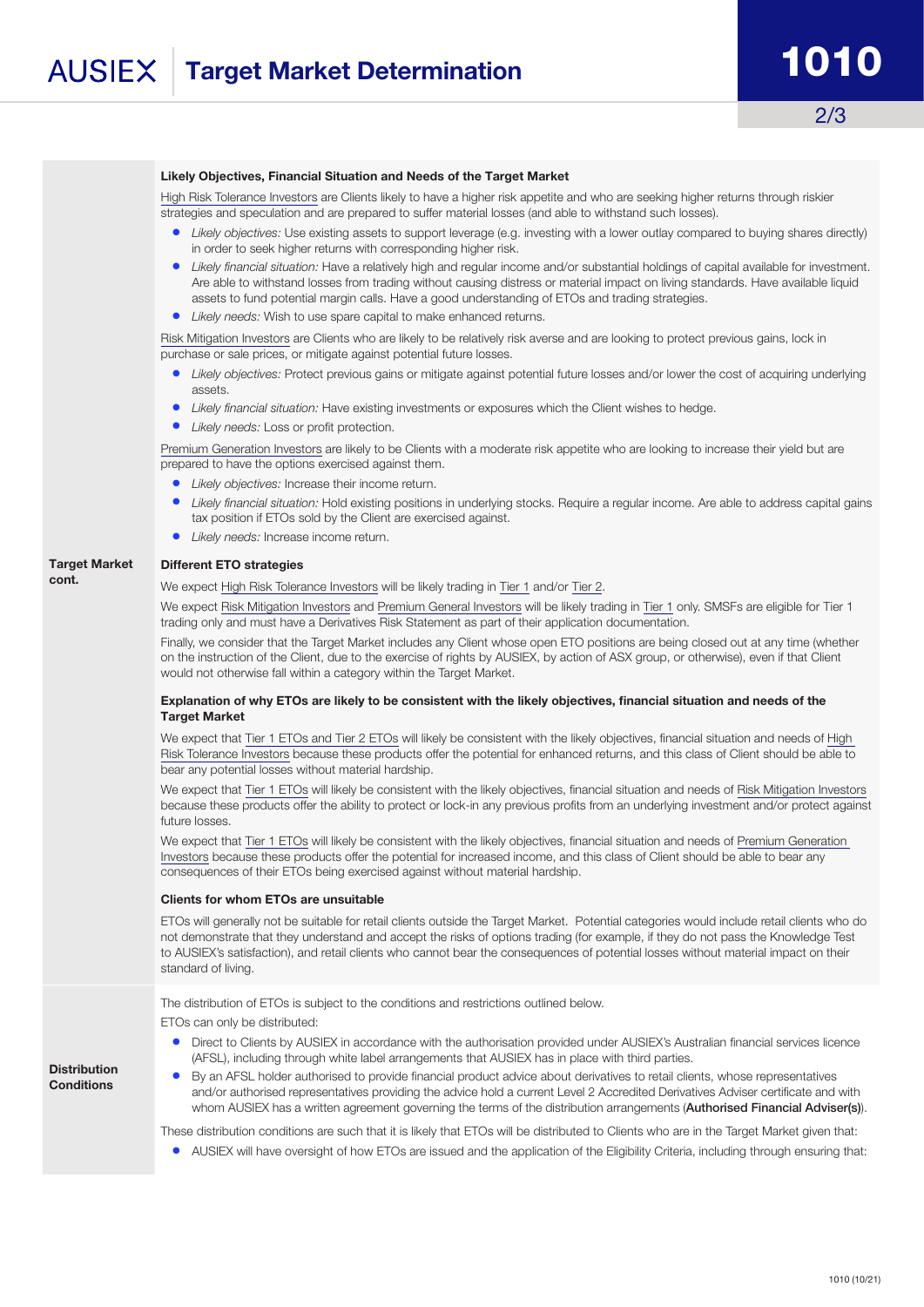| | |
|---|---|
| **Target Market cont.** | **Likely Objectives, Financial Situation and Needs of the Target Market**<br><br>High Risk Tolerance Investors are Clients likely to have a higher risk appetite and who are seeking higher returns through riskier strategies and speculation and are prepared to suffer material losses (and able to withstand such losses).<br>• *Likely objectives:* Use existing assets to support leverage (e.g. investing with a lower outlay compared to buying shares directly) in order to seek higher returns with corresponding higher risk.<br>• *Likely financial situation:* Have a relatively high and regular income and/or substantial holdings of capital available for investment. Are able to withstand losses from trading without causing distress or material impact on living standards. Have available liquid assets to fund potential margin calls. Have a good understanding of ETOs and trading strategies.<br>• *Likely needs:* Wish to use spare capital to make enhanced returns.<br><br>Risk Mitigation Investors are Clients who are likely to be relatively risk averse and are looking to protect previous gains, lock in purchase or sale prices, or mitigate against potential future losses.<br>• *Likely objectives:* Protect previous gains or mitigate against potential future losses and/or lower the cost of acquiring underlying assets.<br>• *Likely financial situation:* Have existing investments or exposures which the Client wishes to hedge.<br>• *Likely needs:* Loss or profit protection.<br><br>Premium Generation Investors are likely to be Clients with a moderate risk appetite who are looking to increase their yield but are prepared to have the options exercised against them.<br>• *Likely objectives:* Increase their income return.<br>• *Likely financial situation:* Hold existing positions in underlying stocks. Require a regular income. Are able to address capital gains tax position if ETOs sold by the Client are exercised against.<br>• *Likely needs:* Increase income return.<br><br>**Different ETO strategies**<br><br>We expect High Risk Tolerance Investors will be likely trading in Tier 1 and/or Tier 2.<br><br>We expect Risk Mitigation Investors and Premium General Investors will be likely trading in Tier 1 only. SMSFs are eligible for Tier 1 trading only and must have a Derivatives Risk Statement as part of their application documentation.<br><br>Finally, we consider that the Target Market includes any Client whose open ETO positions are being closed out at any time (whether on the instruction of the Client, due to the exercise of rights by AUSIEX, by action of ASX group, or otherwise), even if that Client would not otherwise fall within a category within the Target Market.<br><br>**Explanation of why ETOs are likely to be consistent with the likely objectives, financial situation and needs of the Target Market**<br><br>We expect that Tier 1 ETOs and Tier 2 ETOs will likely be consistent with the likely objectives, financial situation and needs of High Risk Tolerance Investors because these products offer the potential for enhanced returns, and this class of Client should be able to bear any potential losses without material hardship.<br><br>We expect that Tier 1 ETOs will likely be consistent with the likely objectives, financial situation and needs of Risk Mitigation Investors because these products offer the ability to protect or lock-in any previous profits from an underlying investment and/or protect against future losses.<br><br>We expect that Tier 1 ETOs will likely be consistent with the likely objectives, financial situation and needs of Premium Generation Investors because these products offer the potential for increased income, and this class of Client should be able to bear any consequences of their ETOs being exercised against without material hardship.<br><br>**Clients for whom ETOs are unsuitable**<br><br>ETOs will generally not be suitable for retail clients outside the Target Market. Potential categories would include retail clients who do not demonstrate that they understand and accept the risks of options trading (for example, if they do not pass the Knowledge Test to AUSIEX's satisfaction), and retail clients who cannot bear the consequences of potential losses without material impact on their standard of living. |
| **Distribution Conditions** | The distribution of ETOs is subject to the conditions and restrictions outlined below.<br><br>ETOs can only be distributed:<br>• Direct to Clients by AUSIEX in accordance with the authorisation provided under AUSIEX's Australian financial services licence (AFSL), including through white label arrangements that AUSIEX has in place with third parties.<br>• By an AFSL holder authorised to provide financial product advice about derivatives to retail clients, whose representatives and/or authorised representatives providing the advice hold a current Level 2 Accredited Derivatives Adviser certificate and with whom AUSIEX has a written agreement governing the terms of the distribution arrangements (**Authorised Financial Adviser(s)**).<br><br>These distribution conditions are such that it is likely that ETOs will be distributed to Clients who are in the Target Market given that:<br>• AUSIEX will have oversight of how ETOs are issued and the application of the Eligibility Criteria, including through ensuring that: |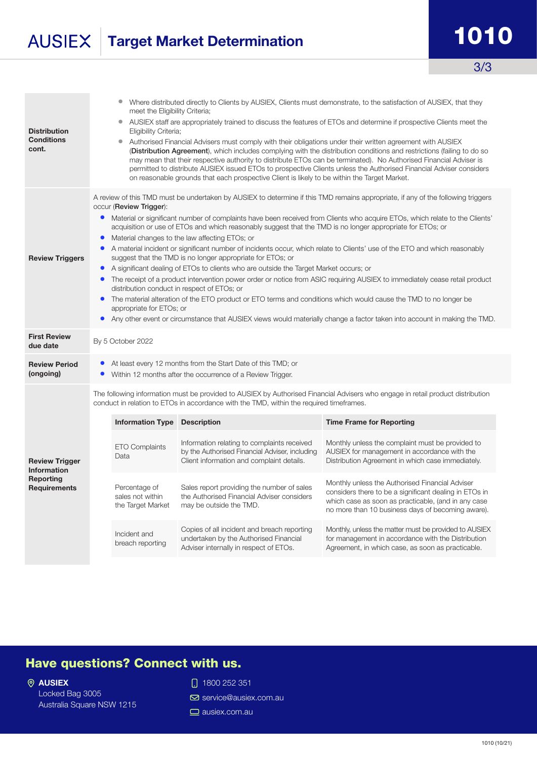| | |
|---|---|
| **Distribution Conditions cont.** | • Where distributed directly to Clients by AUSIEX, Clients must demonstrate, to the satisfaction of AUSIEX, that they meet the Eligibility Criteria;<br>• AUSIEX staff are appropriately trained to discuss the features of ETOs and determine if prospective Clients meet the Eligibility Criteria;<br>• Authorised Financial Advisers must comply with their obligations under their written agreement with AUSIEX (**Distribution Agreement**), which includes complying with the distribution conditions and restrictions (failing to do so may mean that their respective authority to distribute ETOs can be terminated). No Authorised Financial Adviser is permitted to distribute AUSIEX issued ETOs to prospective Clients unless the Authorised Financial Adviser considers on reasonable grounds that each prospective Client is likely to be within the Target Market. |
| **Review Triggers** | A review of this TMD must be undertaken by AUSIEX to determine if this TMD remains appropriate, if any of the following triggers occur (**Review Trigger**):<br>• Material or significant number of complaints have been received from Clients who acquire ETOs, which relate to the Clients' acquisition or use of ETOs and which reasonably suggest that the TMD is no longer appropriate for ETOs; or<br>• Material changes to the law affecting ETOs; or<br>• A material incident or significant number of incidents occur, which relate to Clients' use of the ETO and which reasonably suggest that the TMD is no longer appropriate for ETOs; or<br>• A significant dealing of ETOs to clients who are outside the Target Market occurs; or<br>• The receipt of a product intervention power order or notice from ASIC requiring AUSIEX to immediately cease retail product distribution conduct in respect of ETOs; or<br>• The material alteration of the ETO product or ETO terms and conditions which would cause the TMD to no longer be appropriate for ETOs; or<br>• Any other event or circumstance that AUSIEX views would materially change a factor taken into account in making the TMD. |
| **First Review due date** | By 5 October 2022 |
| **Review Period (ongoing)** | • At least every 12 months from the Start Date of this TMD; or<br>• Within 12 months after the occurrence of a Review Trigger. |
| **Review Trigger Information Reporting Requirements** | The following information must be provided to AUSIEX by Authorised Financial Advisers who engage in retail product distribution conduct in relation to ETOs in accordance with the TMD, within the required timeframes. |

| Information Type | Description | Time Frame for Reporting |
|---|---|---|
| ETO Complaints Data | Information relating to complaints received by the Authorised Financial Adviser, including Client information and complaint details. | Monthly unless the complaint must be provided to AUSIEX for management in accordance with the Distribution Agreement in which case immediately. |
| Percentage of sales not within the Target Market | Sales report providing the number of sales the Authorised Financial Adviser considers may be outside the TMD. | Monthly unless the Authorised Financial Adviser considers there to be a significant dealing in ETOs in which case as soon as practicable, (and in any case no more than 10 business days of becoming aware). |
| Incident and breach reporting | Copies of all incident and breach reporting undertaken by the Authorised Financial Adviser internally in respect of ETOs. | Monthly, unless the matter must be provided to AUSIEX for management in accordance with the Distribution Agreement, in which case, as soon as practicable. |

## Have questions? Connect with us.

**AUSIEX**
Locked Bag 3005
Australia Square NSW 1215

1800 252 351
service@ausiex.com.au
ausiex.com.au

1010 (10/21)